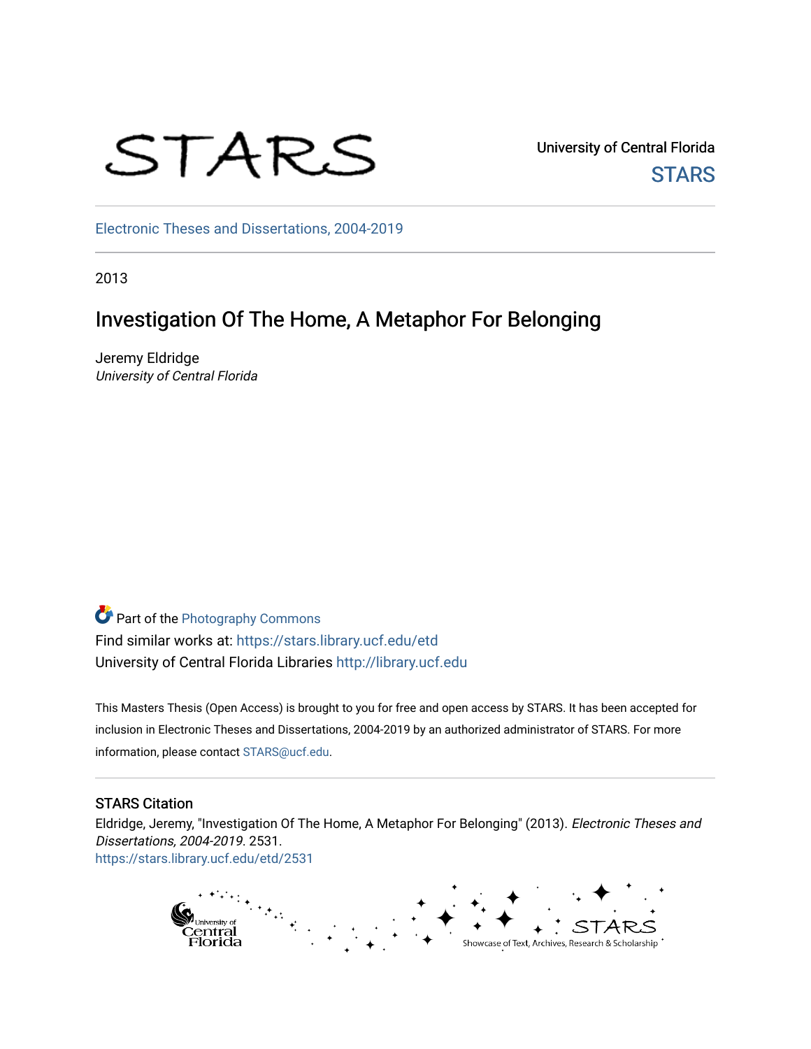University of Central Florida

STARS

Electronic Theses and Dissertations, 2004-2019

2013

# Investigation Of The Home, A Metaphor For Belonging

Jeremy Eldridge
*University of Central Florida*

Part of the Photography Commons

Find similar works at: https://stars.library.ucf.edu/etd

University of Central Florida Libraries http://library.ucf.edu

This Masters Thesis (Open Access) is brought to you for free and open access by STARS. It has been accepted for inclusion in Electronic Theses and Dissertations, 2004-2019 by an authorized administrator of STARS. For more information, please contact STARS@ucf.edu.

## STARS Citation

Eldridge, Jeremy, "Investigation Of The Home, A Metaphor For Belonging" (2013). *Electronic Theses and Dissertations, 2004-2019*. 2531.
https://stars.library.ucf.edu/etd/2531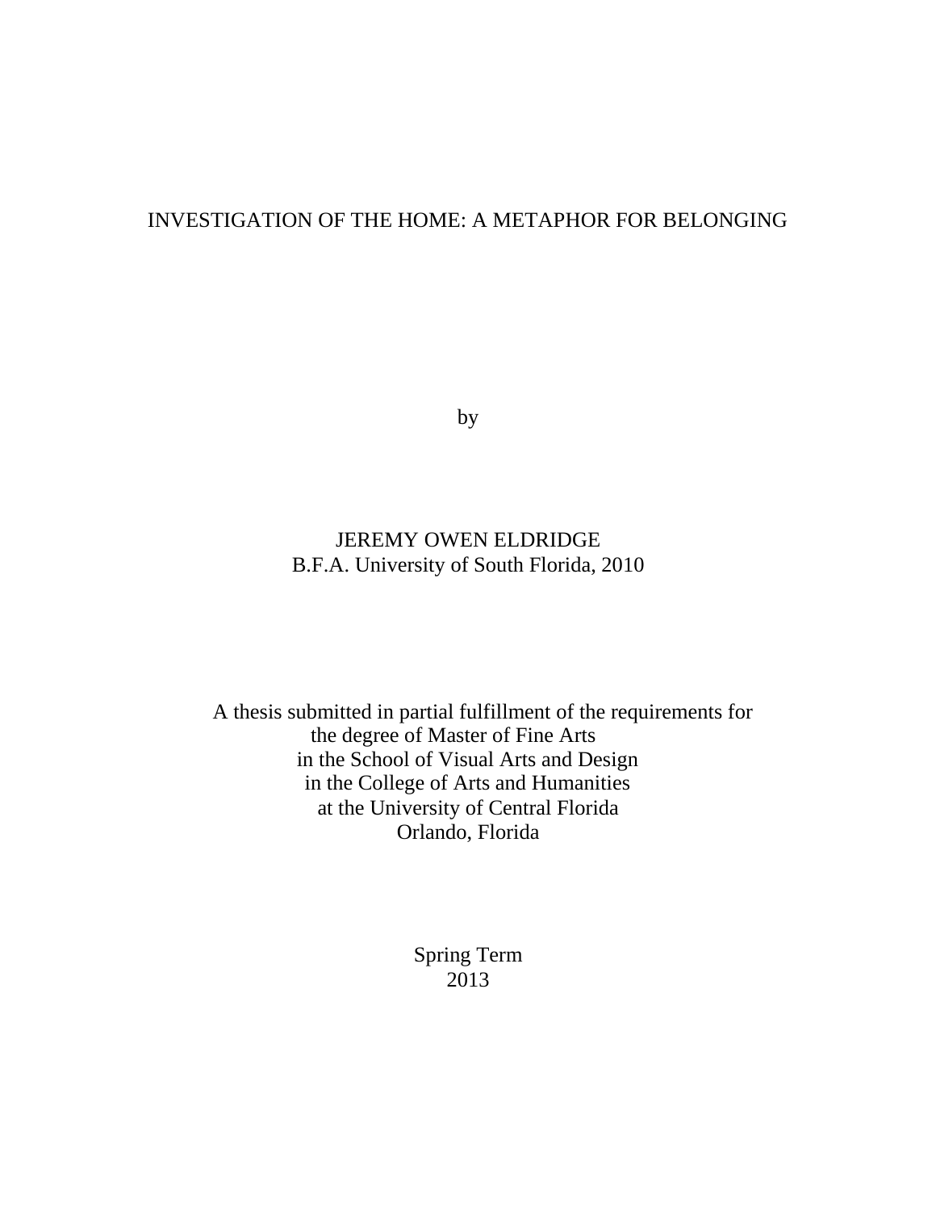# INVESTIGATION OF THE HOME: A METAPHOR FOR BELONGING

by

JEREMY OWEN ELDRIDGE
B.F.A. University of South Florida, 2010

A thesis submitted in partial fulfillment of the requirements for
the degree of Master of Fine Arts
in the School of Visual Arts and Design
in the College of Arts and Humanities
at the University of Central Florida
Orlando, Florida

Spring Term
2013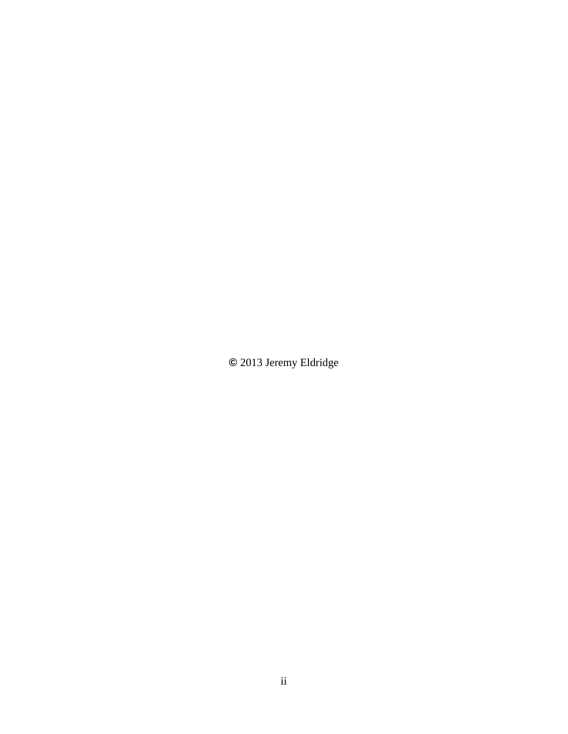© 2013 Jeremy Eldridge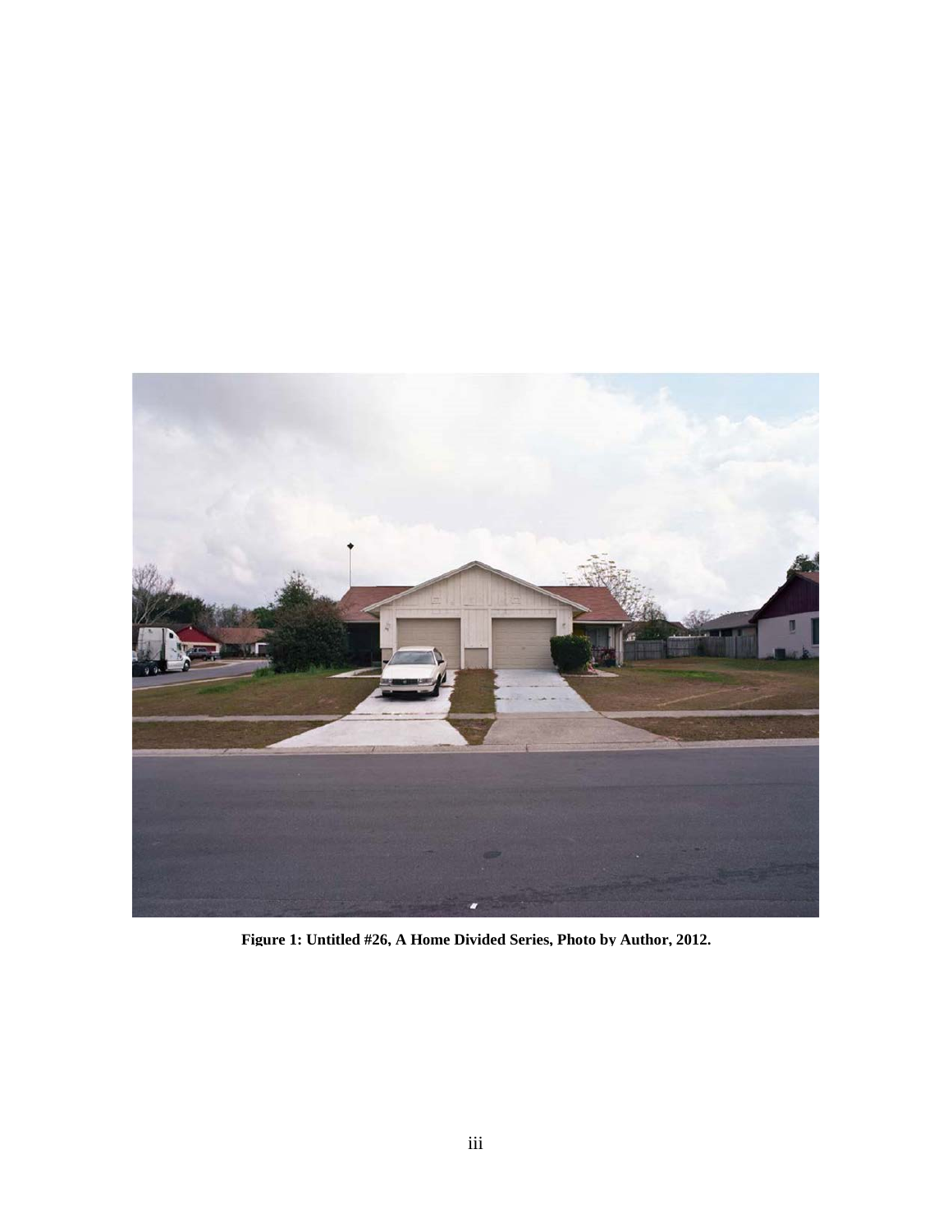**Figure 1: Untitled #26, A Home Divided Series, Photo by Author, 2012.**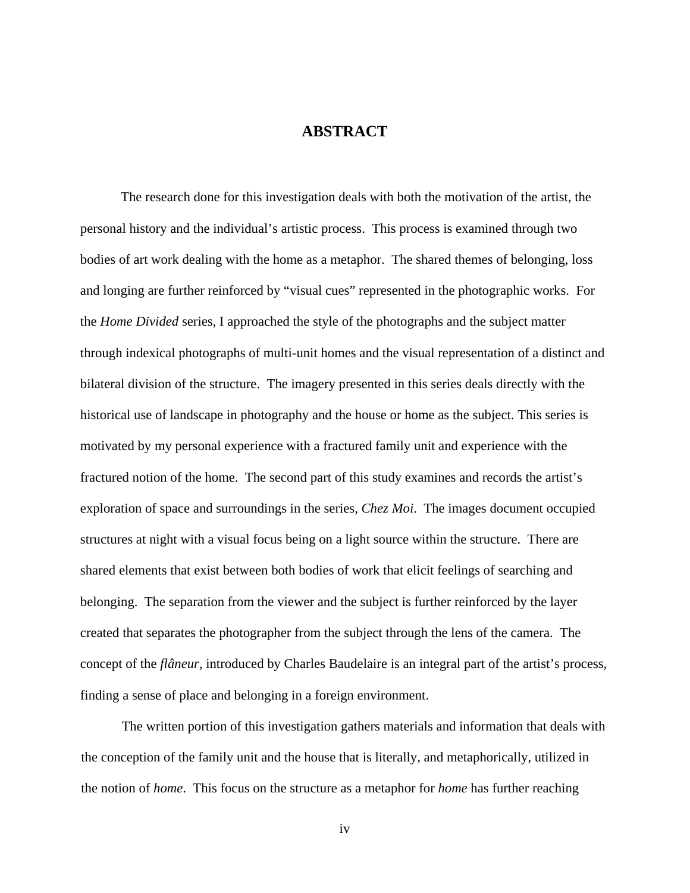# ABSTRACT

The research done for this investigation deals with both the motivation of the artist, the personal history and the individual's artistic process. This process is examined through two bodies of art work dealing with the home as a metaphor. The shared themes of belonging, loss and longing are further reinforced by "visual cues" represented in the photographic works. For the *Home Divided* series, I approached the style of the photographs and the subject matter through indexical photographs of multi-unit homes and the visual representation of a distinct and bilateral division of the structure. The imagery presented in this series deals directly with the historical use of landscape in photography and the house or home as the subject. This series is motivated by my personal experience with a fractured family unit and experience with the fractured notion of the home. The second part of this study examines and records the artist's exploration of space and surroundings in the series, *Chez Moi*. The images document occupied structures at night with a visual focus being on a light source within the structure. There are shared elements that exist between both bodies of work that elicit feelings of searching and belonging. The separation from the viewer and the subject is further reinforced by the layer created that separates the photographer from the subject through the lens of the camera. The concept of the *flâneur*, introduced by Charles Baudelaire is an integral part of the artist's process, finding a sense of place and belonging in a foreign environment.

The written portion of this investigation gathers materials and information that deals with the conception of the family unit and the house that is literally, and metaphorically, utilized in the notion of *home*. This focus on the structure as a metaphor for *home* has further reaching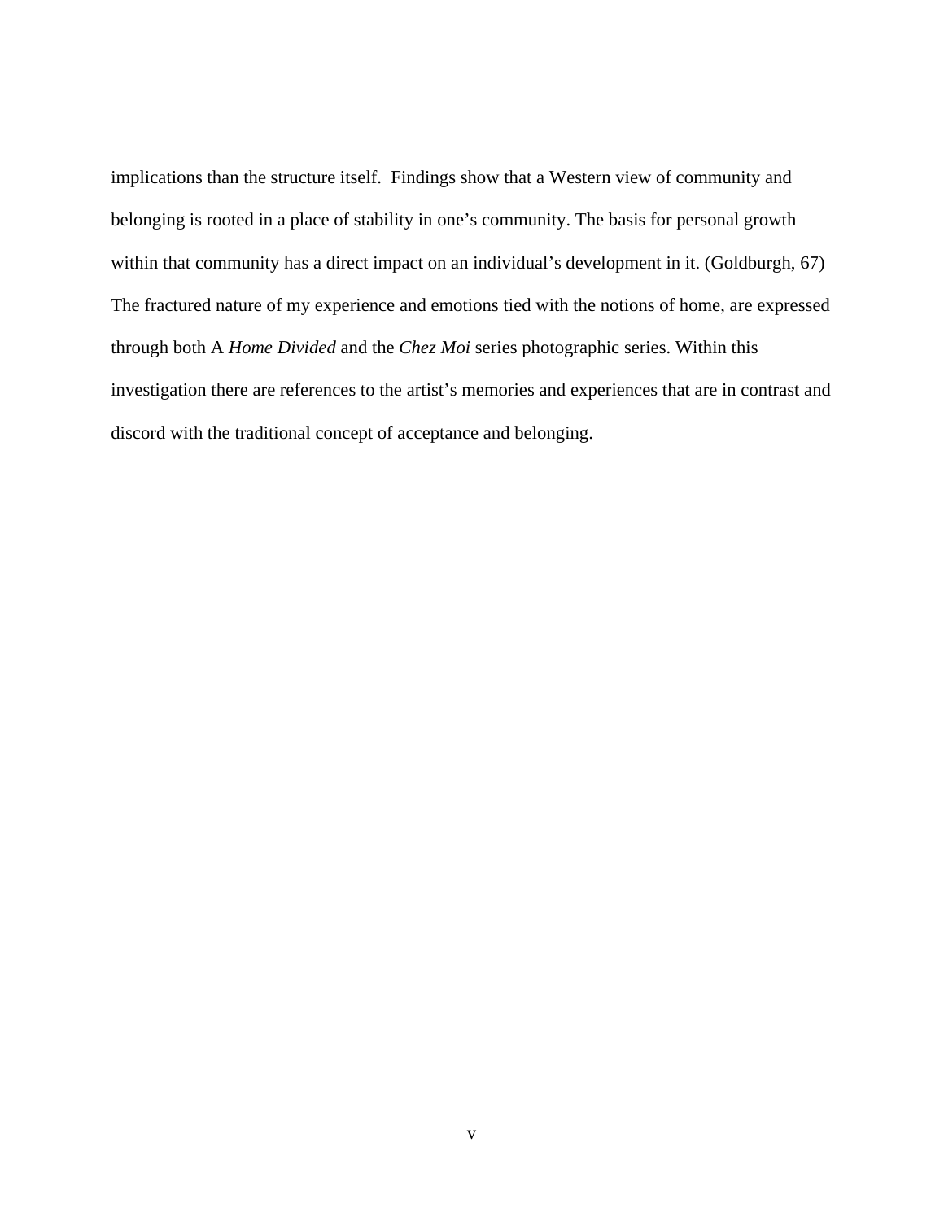implications than the structure itself. Findings show that a Western view of community and belonging is rooted in a place of stability in one's community. The basis for personal growth within that community has a direct impact on an individual's development in it. (Goldburgh, 67) The fractured nature of my experience and emotions tied with the notions of home, are expressed through both A *Home Divided* and the *Chez Moi* series photographic series. Within this investigation there are references to the artist's memories and experiences that are in contrast and discord with the traditional concept of acceptance and belonging.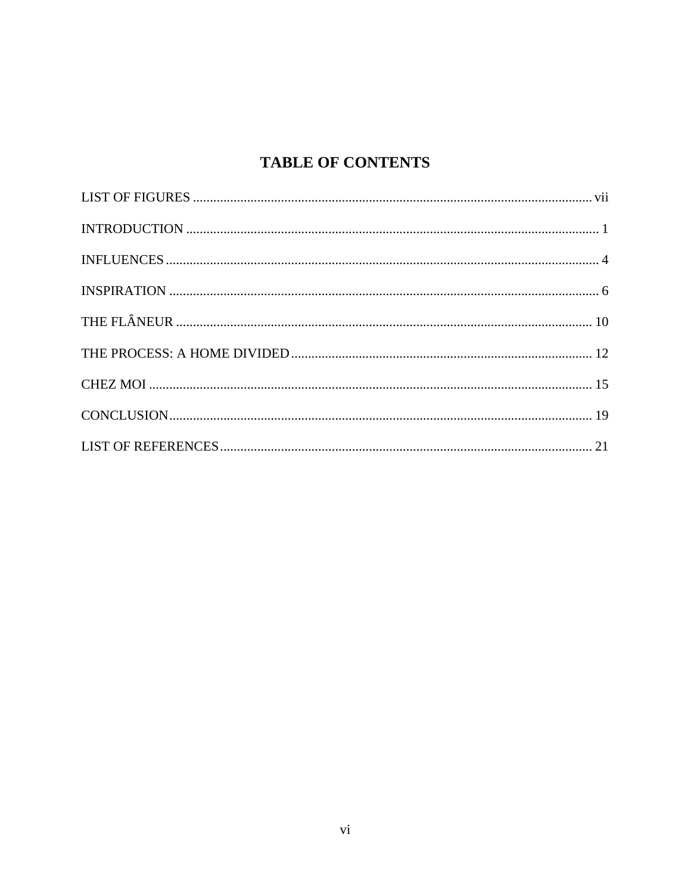# TABLE OF CONTENTS

LIST OF FIGURES ........................................................................................................................ vii

INTRODUCTION ........................................................................................................................ 1

INFLUENCES .............................................................................................................................. 4

INSPIRATION ............................................................................................................................. 6

THE FLÂNEUR .......................................................................................................................... 10

THE PROCESS: A HOME DIVIDED ........................................................................................ 12

CHEZ MOI .................................................................................................................................. 15

CONCLUSION ............................................................................................................................ 19

LIST OF REFERENCES ............................................................................................................. 21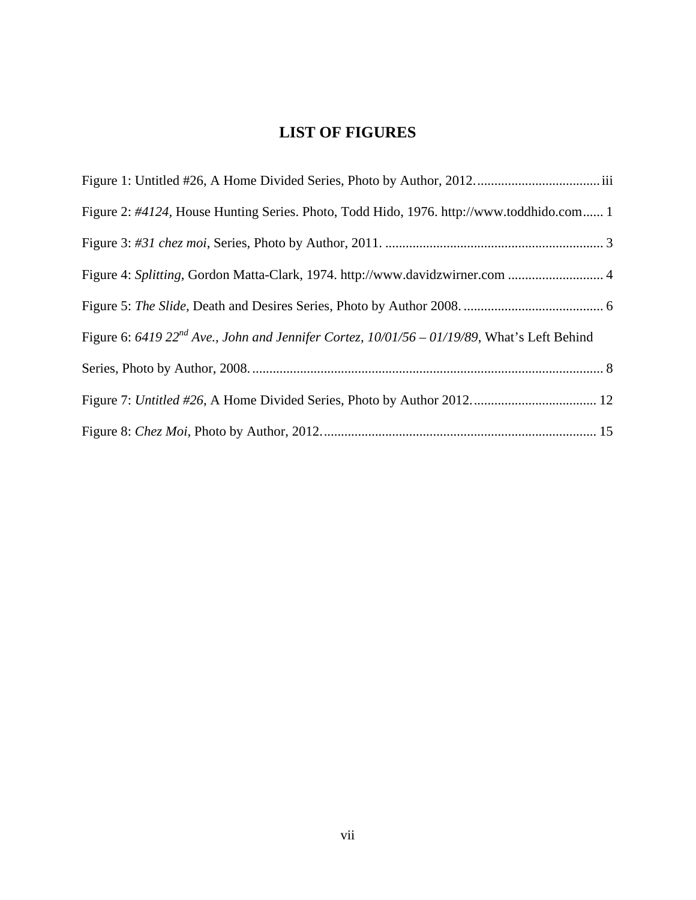# LIST OF FIGURES

Figure 1: Untitled #26, A Home Divided Series, Photo by Author, 2012. .................................... iii

Figure 2: *#4124*, House Hunting Series. Photo, Todd Hido, 1976. http://www.toddhido.com...... 1

Figure 3: *#31 chez moi*, Series, Photo by Author, 2011. ................................................................ 3

Figure 4: *Splitting*, Gordon Matta-Clark, 1974. http://www.davidzwirner.com ............................ 4

Figure 5: *The Slide,* Death and Desires Series, Photo by Author 2008. .......................................... 6

Figure 6: *6419 22nd Ave., John and Jennifer Cortez, 10/01/56 – 01/19/89*, What's Left Behind Series, Photo by Author, 2008. ....................................................................................................... 8

Figure 7: *Untitled #26*, A Home Divided Series, Photo by Author 2012. .................................... 12

Figure 8: *Chez Moi*, Photo by Author, 2012. ................................................................................ 15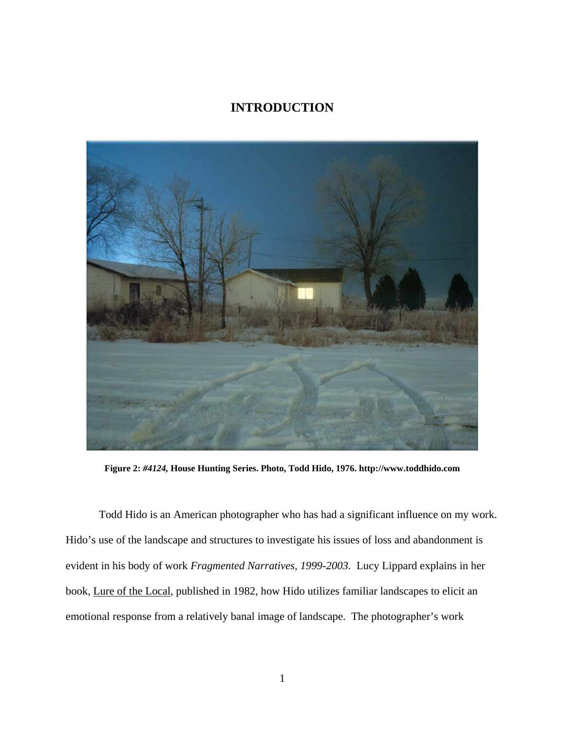# INTRODUCTION

**Figure 2: *#4124,* House Hunting Series. Photo, Todd Hido, 1976. http://www.toddhido.com**

Todd Hido is an American photographer who has had a significant influence on my work. Hido's use of the landscape and structures to investigate his issues of loss and abandonment is evident in his body of work *Fragmented Narratives, 1999-2003*. Lucy Lippard explains in her book, Lure of the Local, published in 1982, how Hido utilizes familiar landscapes to elicit an emotional response from a relatively banal image of landscape. The photographer's work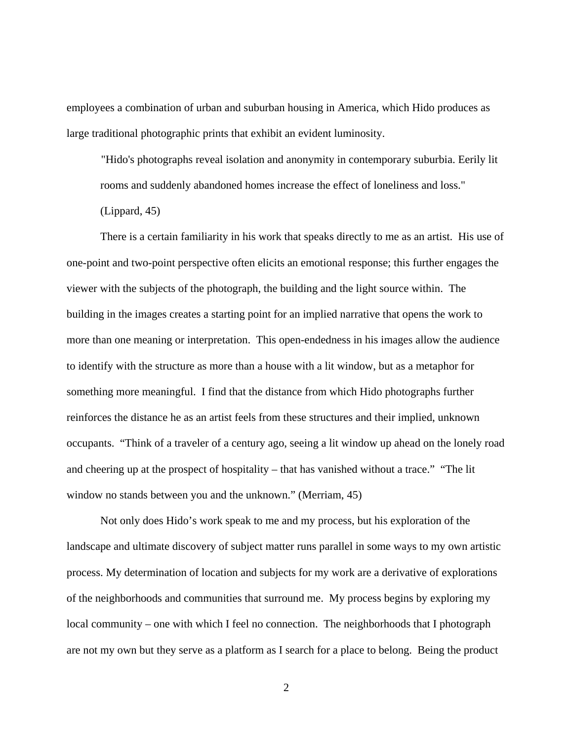employees a combination of urban and suburban housing in America, which Hido produces as large traditional photographic prints that exhibit an evident luminosity.

> "Hido's photographs reveal isolation and anonymity in contemporary suburbia. Eerily lit rooms and suddenly abandoned homes increase the effect of loneliness and loss." (Lippard, 45)

There is a certain familiarity in his work that speaks directly to me as an artist. His use of one-point and two-point perspective often elicits an emotional response; this further engages the viewer with the subjects of the photograph, the building and the light source within. The building in the images creates a starting point for an implied narrative that opens the work to more than one meaning or interpretation. This open-endedness in his images allow the audience to identify with the structure as more than a house with a lit window, but as a metaphor for something more meaningful. I find that the distance from which Hido photographs further reinforces the distance he as an artist feels from these structures and their implied, unknown occupants. "Think of a traveler of a century ago, seeing a lit window up ahead on the lonely road and cheering up at the prospect of hospitality – that has vanished without a trace." "The lit window no stands between you and the unknown." (Merriam, 45)

Not only does Hido's work speak to me and my process, but his exploration of the landscape and ultimate discovery of subject matter runs parallel in some ways to my own artistic process. My determination of location and subjects for my work are a derivative of explorations of the neighborhoods and communities that surround me. My process begins by exploring my local community – one with which I feel no connection. The neighborhoods that I photograph are not my own but they serve as a platform as I search for a place to belong. Being the product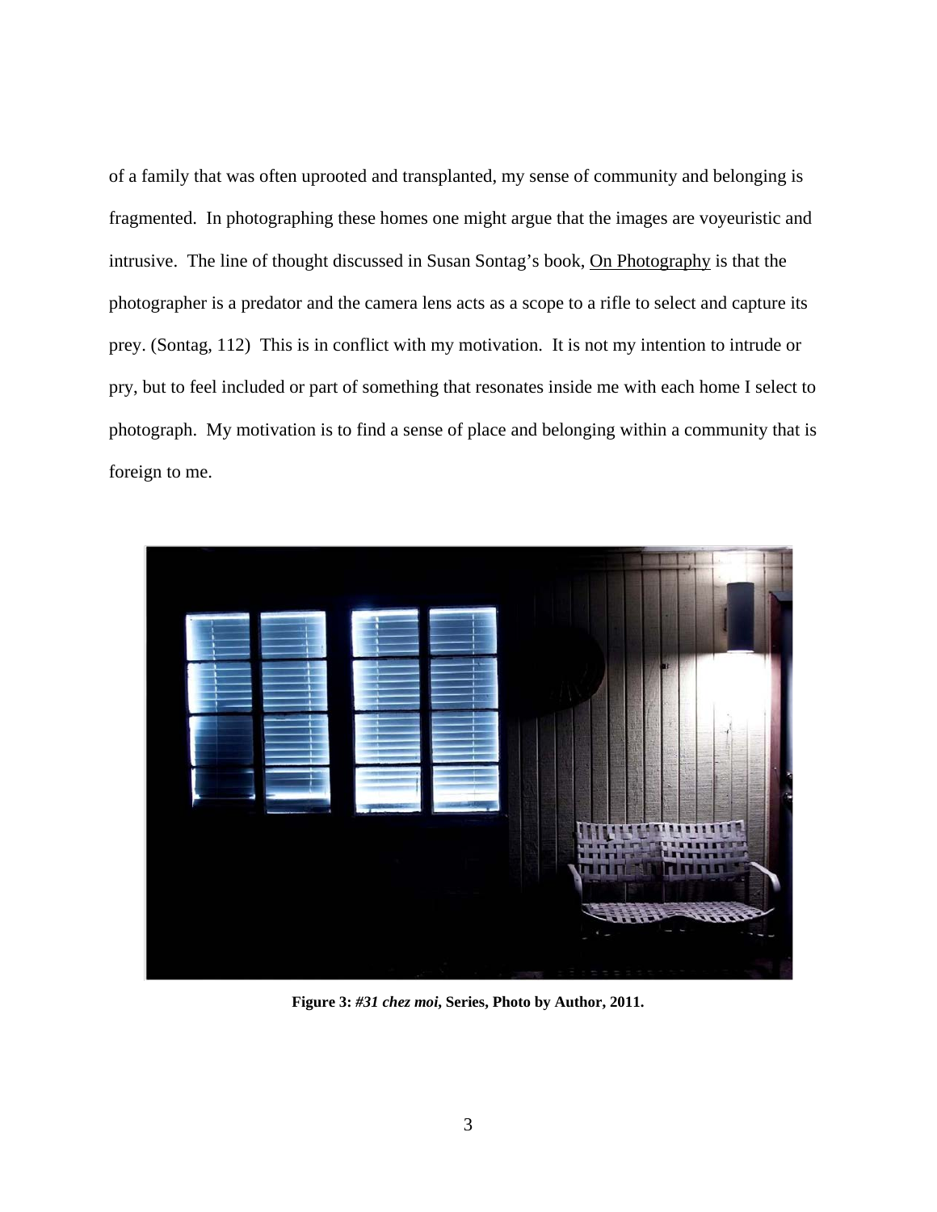of a family that was often uprooted and transplanted, my sense of community and belonging is fragmented. In photographing these homes one might argue that the images are voyeuristic and intrusive. The line of thought discussed in Susan Sontag's book, On Photography is that the photographer is a predator and the camera lens acts as a scope to a rifle to select and capture its prey. (Sontag, 112) This is in conflict with my motivation. It is not my intention to intrude or pry, but to feel included or part of something that resonates inside me with each home I select to photograph. My motivation is to find a sense of place and belonging within a community that is foreign to me.

**Figure 3: *#31 chez moi*, Series, Photo by Author, 2011.**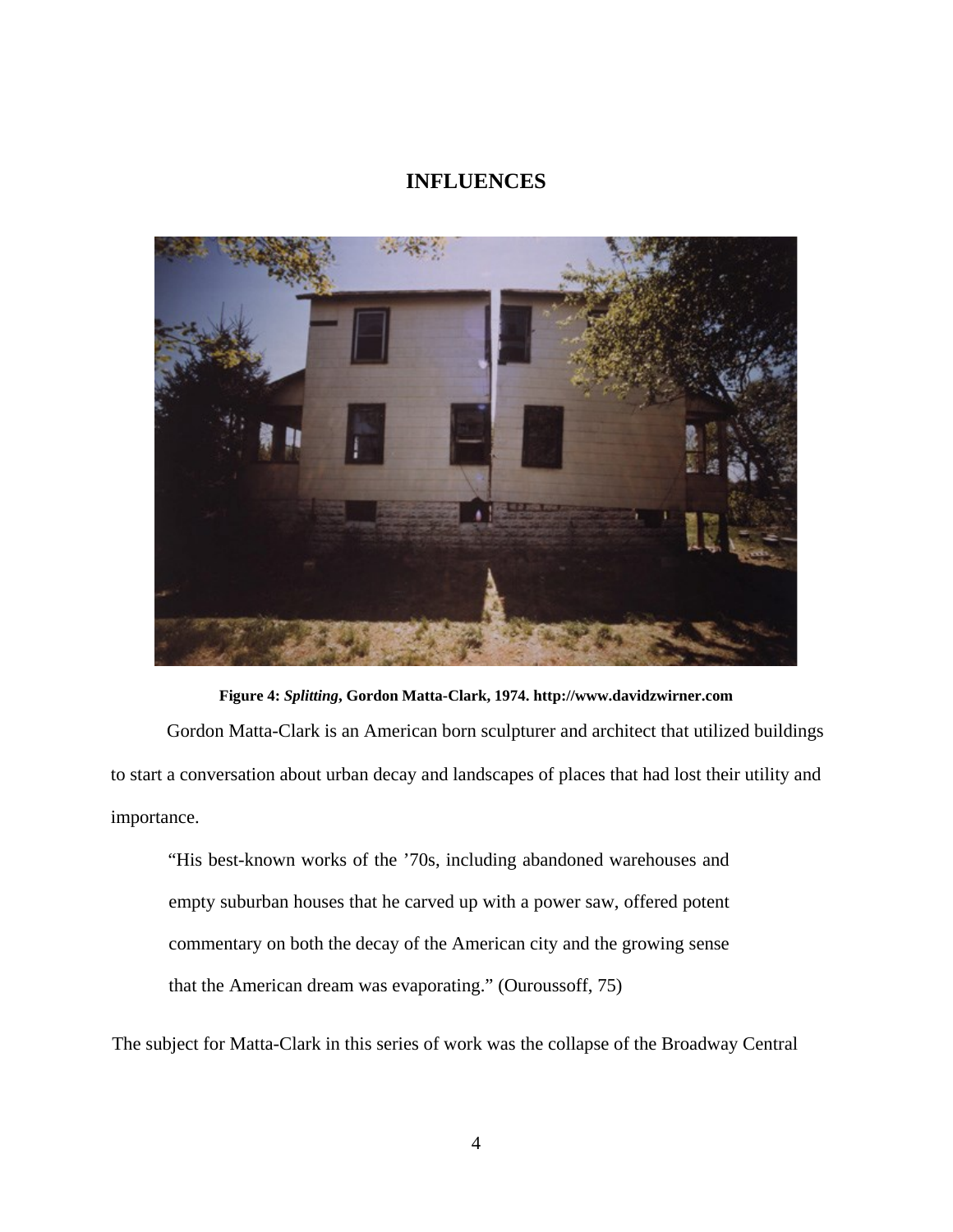## INFLUENCES

**Figure 4: *Splitting*, Gordon Matta-Clark, 1974. http://www.davidzwirner.com**

Gordon Matta-Clark is an American born sculpturer and architect that utilized buildings to start a conversation about urban decay and landscapes of places that had lost their utility and importance.

> "His best-known works of the '70s, including abandoned warehouses and empty suburban houses that he carved up with a power saw, offered potent commentary on both the decay of the American city and the growing sense that the American dream was evaporating." (Ouroussoff, 75)

The subject for Matta-Clark in this series of work was the collapse of the Broadway Central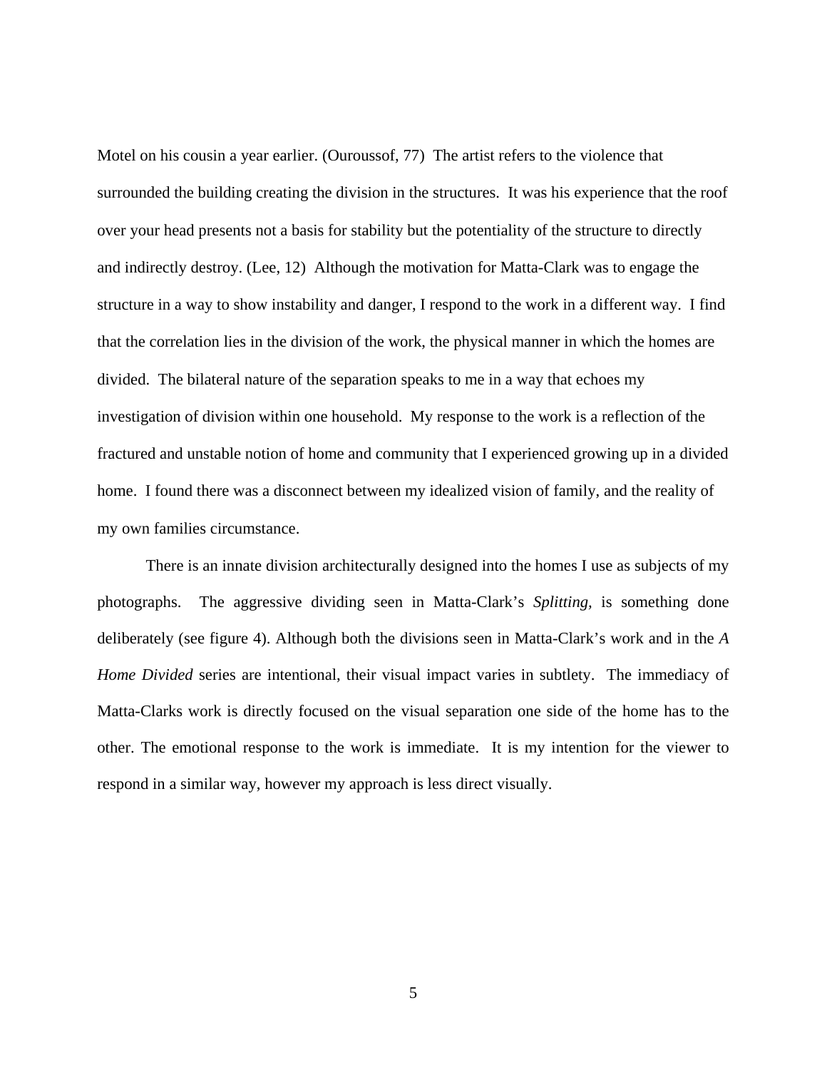Motel on his cousin a year earlier. (Ouroussof, 77) The artist refers to the violence that surrounded the building creating the division in the structures. It was his experience that the roof over your head presents not a basis for stability but the potentiality of the structure to directly and indirectly destroy. (Lee, 12) Although the motivation for Matta-Clark was to engage the structure in a way to show instability and danger, I respond to the work in a different way. I find that the correlation lies in the division of the work, the physical manner in which the homes are divided. The bilateral nature of the separation speaks to me in a way that echoes my investigation of division within one household. My response to the work is a reflection of the fractured and unstable notion of home and community that I experienced growing up in a divided home. I found there was a disconnect between my idealized vision of family, and the reality of my own families circumstance.

There is an innate division architecturally designed into the homes I use as subjects of my photographs. The aggressive dividing seen in Matta-Clark's *Splitting*, is something done deliberately (see figure 4). Although both the divisions seen in Matta-Clark's work and in the *A Home Divided* series are intentional, their visual impact varies in subtlety. The immediacy of Matta-Clarks work is directly focused on the visual separation one side of the home has to the other. The emotional response to the work is immediate. It is my intention for the viewer to respond in a similar way, however my approach is less direct visually.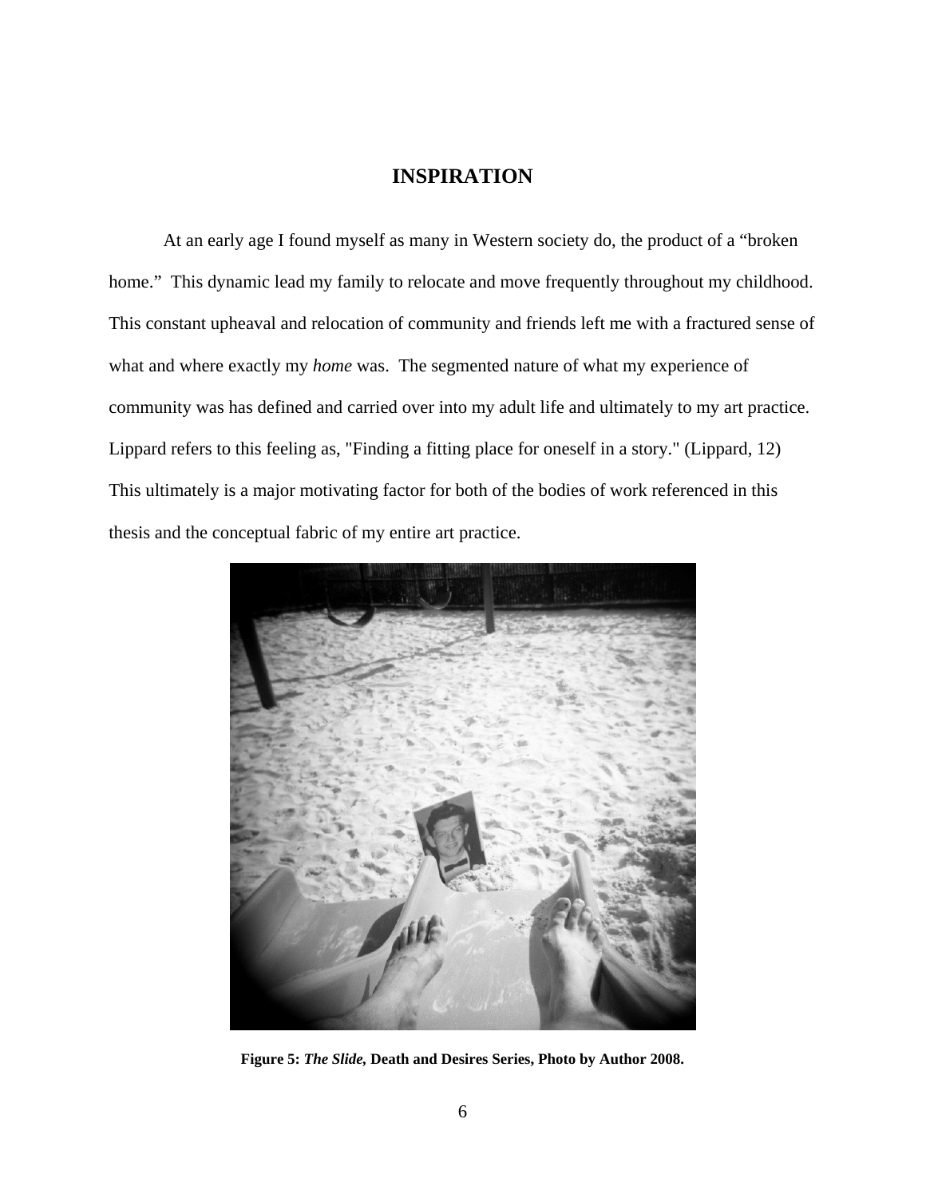# INSPIRATION

At an early age I found myself as many in Western society do, the product of a "broken home." This dynamic lead my family to relocate and move frequently throughout my childhood. This constant upheaval and relocation of community and friends left me with a fractured sense of what and where exactly my *home* was. The segmented nature of what my experience of community was has defined and carried over into my adult life and ultimately to my art practice. Lippard refers to this feeling as, "Finding a fitting place for oneself in a story." (Lippard, 12) This ultimately is a major motivating factor for both of the bodies of work referenced in this thesis and the conceptual fabric of my entire art practice.

**Figure 5: *The Slide*, Death and Desires Series, Photo by Author 2008.**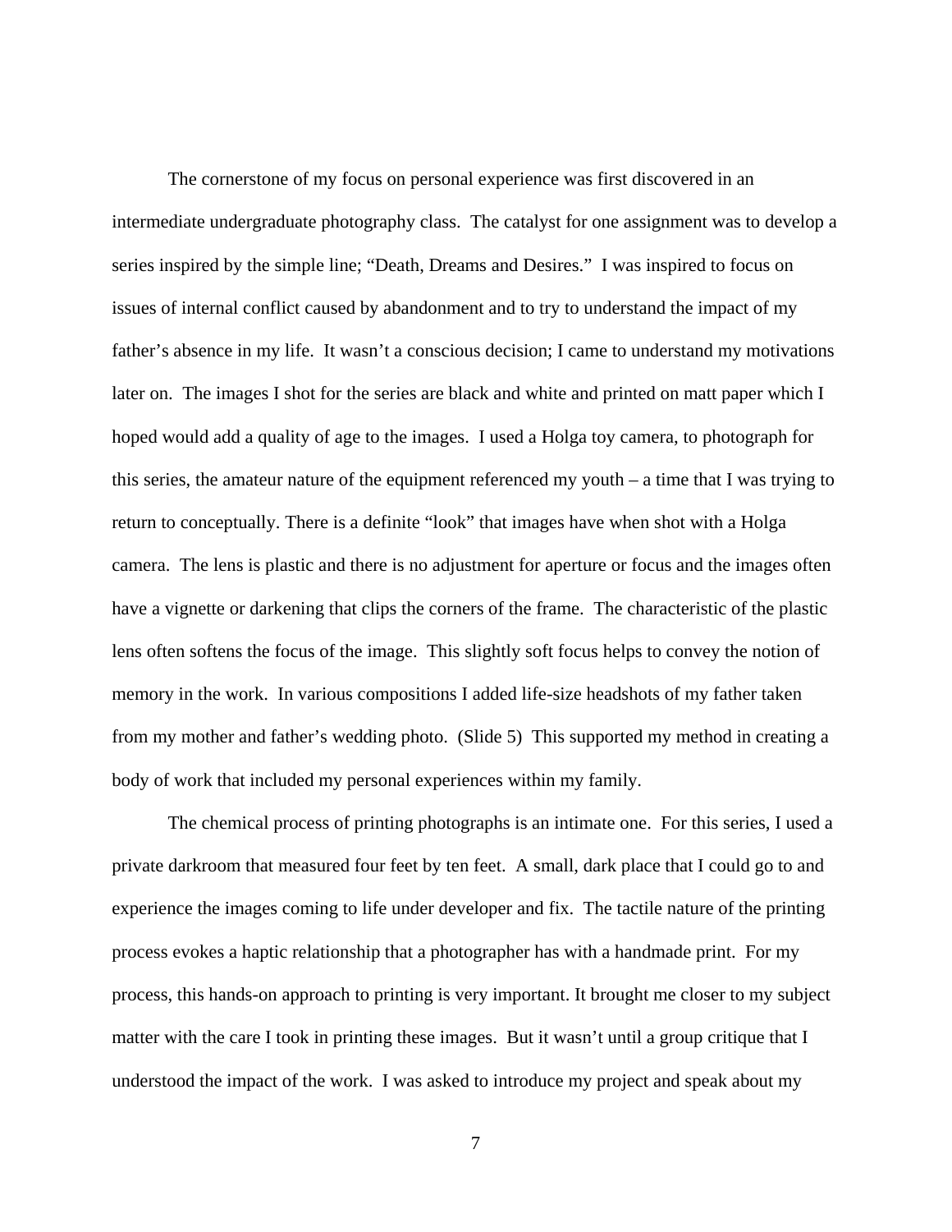The cornerstone of my focus on personal experience was first discovered in an intermediate undergraduate photography class. The catalyst for one assignment was to develop a series inspired by the simple line; "Death, Dreams and Desires." I was inspired to focus on issues of internal conflict caused by abandonment and to try to understand the impact of my father's absence in my life. It wasn't a conscious decision; I came to understand my motivations later on. The images I shot for the series are black and white and printed on matt paper which I hoped would add a quality of age to the images. I used a Holga toy camera, to photograph for this series, the amateur nature of the equipment referenced my youth – a time that I was trying to return to conceptually. There is a definite "look" that images have when shot with a Holga camera. The lens is plastic and there is no adjustment for aperture or focus and the images often have a vignette or darkening that clips the corners of the frame. The characteristic of the plastic lens often softens the focus of the image. This slightly soft focus helps to convey the notion of memory in the work. In various compositions I added life-size headshots of my father taken from my mother and father's wedding photo. (Slide 5) This supported my method in creating a body of work that included my personal experiences within my family.

The chemical process of printing photographs is an intimate one. For this series, I used a private darkroom that measured four feet by ten feet. A small, dark place that I could go to and experience the images coming to life under developer and fix. The tactile nature of the printing process evokes a haptic relationship that a photographer has with a handmade print. For my process, this hands-on approach to printing is very important. It brought me closer to my subject matter with the care I took in printing these images. But it wasn't until a group critique that I understood the impact of the work. I was asked to introduce my project and speak about my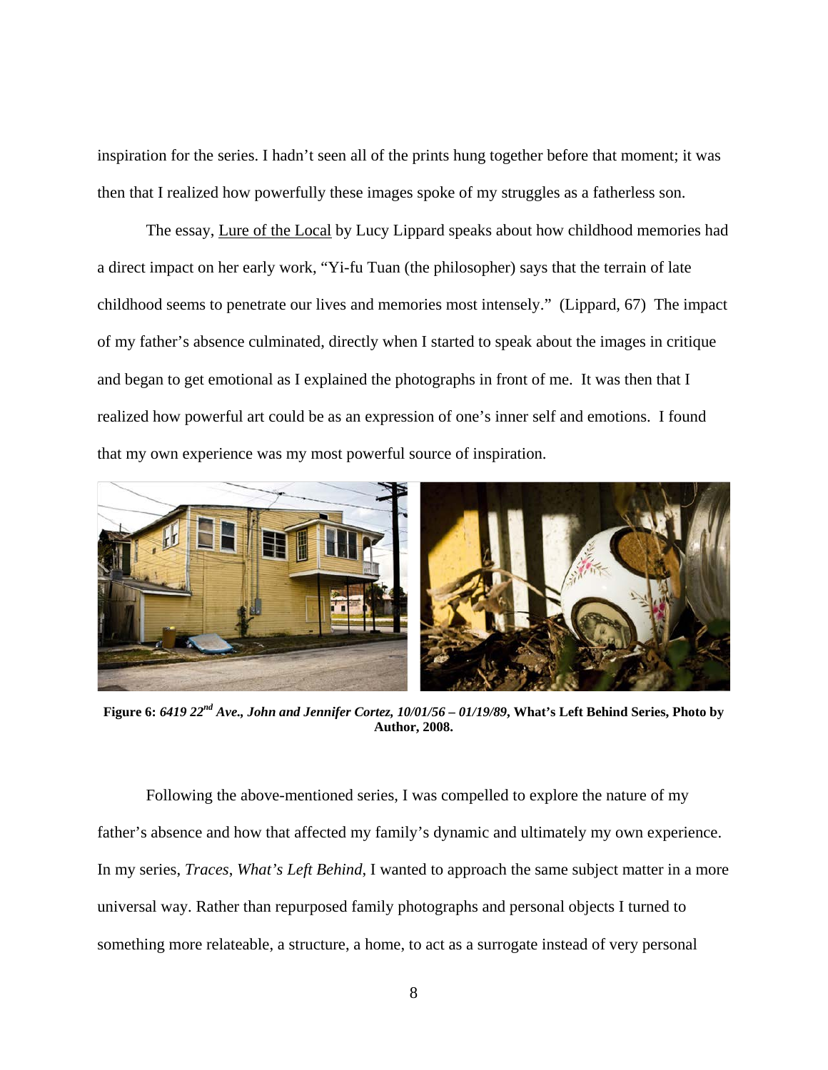inspiration for the series. I hadn't seen all of the prints hung together before that moment; it was then that I realized how powerfully these images spoke of my struggles as a fatherless son.

The essay, Lure of the Local by Lucy Lippard speaks about how childhood memories had a direct impact on her early work, "Yi-fu Tuan (the philosopher) says that the terrain of late childhood seems to penetrate our lives and memories most intensely." (Lippard, 67) The impact of my father's absence culminated, directly when I started to speak about the images in critique and began to get emotional as I explained the photographs in front of me. It was then that I realized how powerful art could be as an expression of one's inner self and emotions. I found that my own experience was my most powerful source of inspiration.

**Figure 6:** ***6419 22nd Ave., John and Jennifer Cortez, 10/01/56 – 01/19/89*****, What's Left Behind Series, Photo by Author, 2008.**

Following the above-mentioned series, I was compelled to explore the nature of my father's absence and how that affected my family's dynamic and ultimately my own experience. In my series, *Traces*, *What's Left Behind*, I wanted to approach the same subject matter in a more universal way. Rather than repurposed family photographs and personal objects I turned to something more relateable, a structure, a home, to act as a surrogate instead of very personal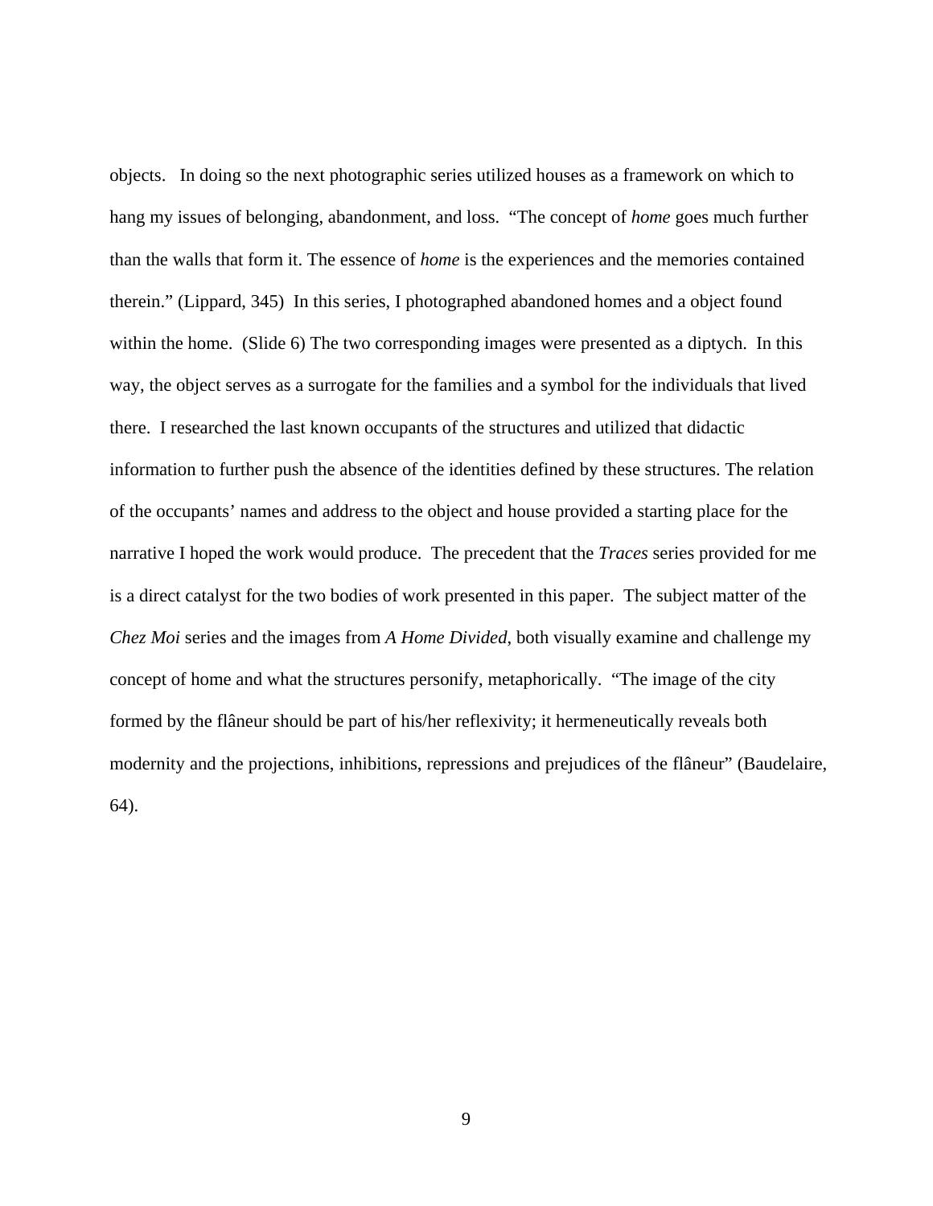objects.   In doing so the next photographic series utilized houses as a framework on which to hang my issues of belonging, abandonment, and loss.  “The concept of *home* goes much further than the walls that form it. The essence of *home* is the experiences and the memories contained therein.” (Lippard, 345)  In this series, I photographed abandoned homes and a object found within the home.  (Slide 6) The two corresponding images were presented as a diptych.  In this way, the object serves as a surrogate for the families and a symbol for the individuals that lived there.  I researched the last known occupants of the structures and utilized that didactic information to further push the absence of the identities defined by these structures. The relation of the occupants’ names and address to the object and house provided a starting place for the narrative I hoped the work would produce.  The precedent that the *Traces* series provided for me is a direct catalyst for the two bodies of work presented in this paper.  The subject matter of the *Chez Moi* series and the images from *A Home Divided*, both visually examine and challenge my concept of home and what the structures personify, metaphorically.  “The image of the city formed by the flâneur should be part of his/her reflexivity; it hermeneutically reveals both modernity and the projections, inhibitions, repressions and prejudices of the flâneur” (Baudelaire, 64).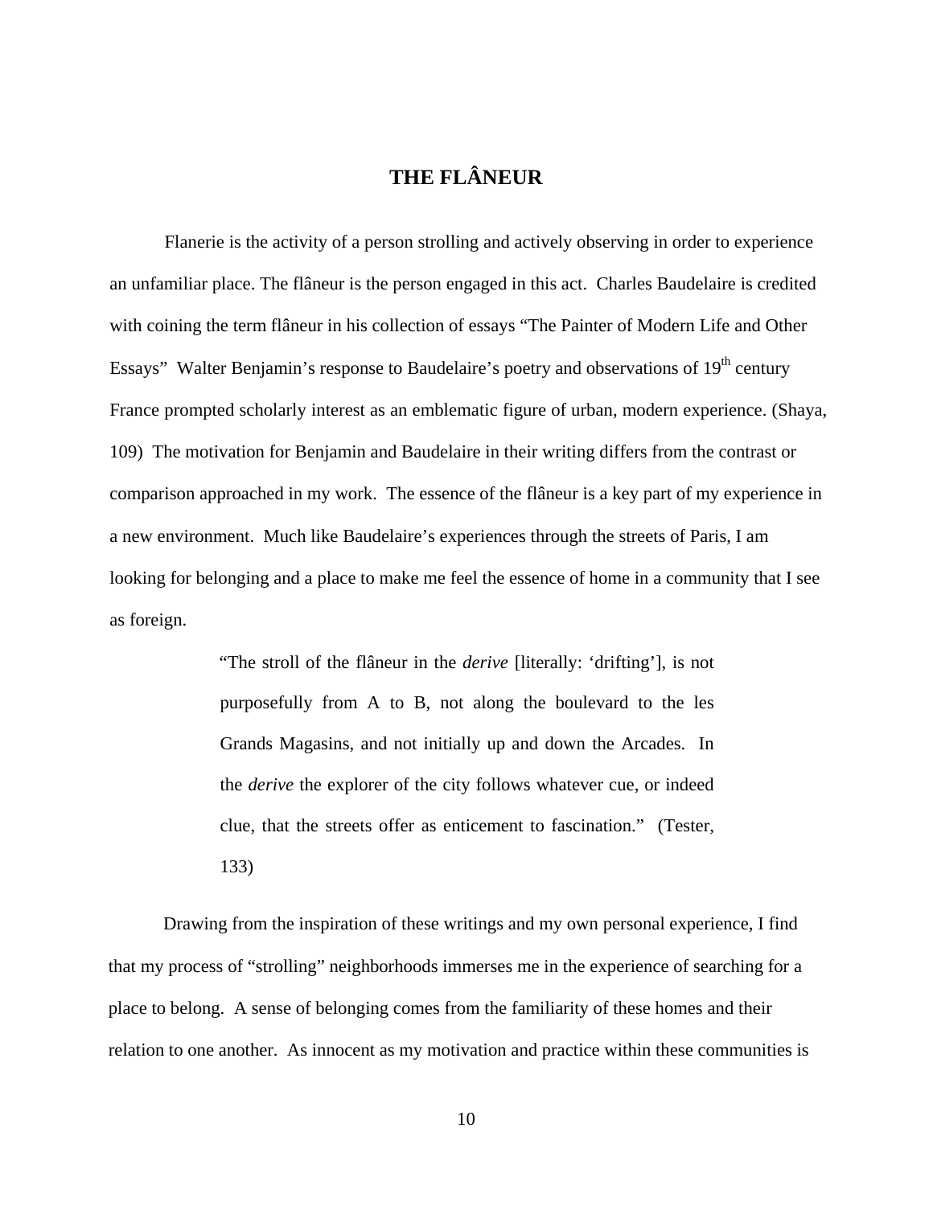# THE FLÂNEUR

Flanerie is the activity of a person strolling and actively observing in order to experience an unfamiliar place. The flâneur is the person engaged in this act. Charles Baudelaire is credited with coining the term flâneur in his collection of essays "The Painter of Modern Life and Other Essays" Walter Benjamin's response to Baudelaire's poetry and observations of 19th century France prompted scholarly interest as an emblematic figure of urban, modern experience. (Shaya, 109) The motivation for Benjamin and Baudelaire in their writing differs from the contrast or comparison approached in my work. The essence of the flâneur is a key part of my experience in a new environment. Much like Baudelaire's experiences through the streets of Paris, I am looking for belonging and a place to make me feel the essence of home in a community that I see as foreign.

> "The stroll of the flâneur in the *derive* [literally: 'drifting'], is not purposefully from A to B, not along the boulevard to the les Grands Magasins, and not initially up and down the Arcades. In the *derive* the explorer of the city follows whatever cue, or indeed clue, that the streets offer as enticement to fascination." (Tester, 133)

Drawing from the inspiration of these writings and my own personal experience, I find that my process of "strolling" neighborhoods immerses me in the experience of searching for a place to belong. A sense of belonging comes from the familiarity of these homes and their relation to one another. As innocent as my motivation and practice within these communities is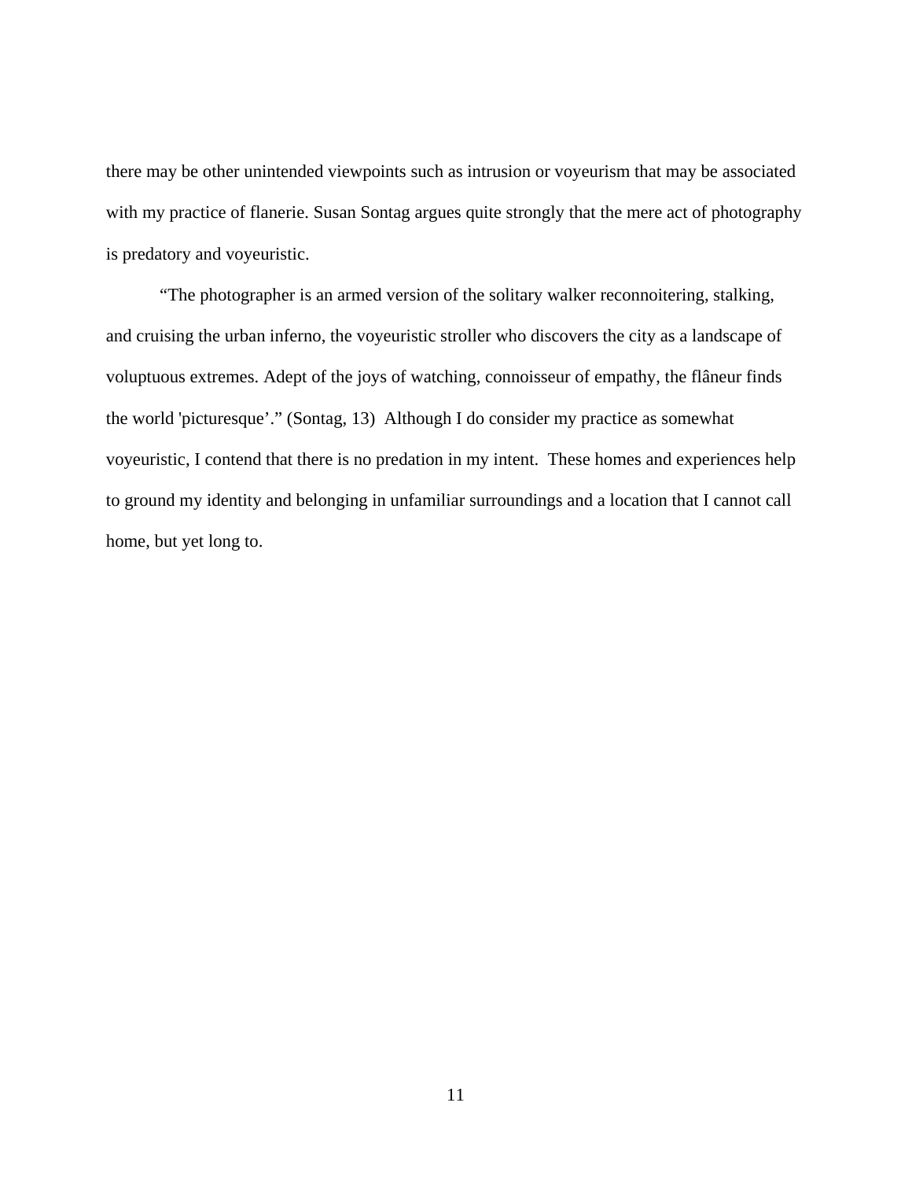there may be other unintended viewpoints such as intrusion or voyeurism that may be associated with my practice of flanerie. Susan Sontag argues quite strongly that the mere act of photography is predatory and voyeuristic.

“The photographer is an armed version of the solitary walker reconnoitering, stalking, and cruising the urban inferno, the voyeuristic stroller who discovers the city as a landscape of voluptuous extremes. Adept of the joys of watching, connoisseur of empathy, the flâneur finds the world 'picturesque’.” (Sontag, 13) Although I do consider my practice as somewhat voyeuristic, I contend that there is no predation in my intent. These homes and experiences help to ground my identity and belonging in unfamiliar surroundings and a location that I cannot call home, but yet long to.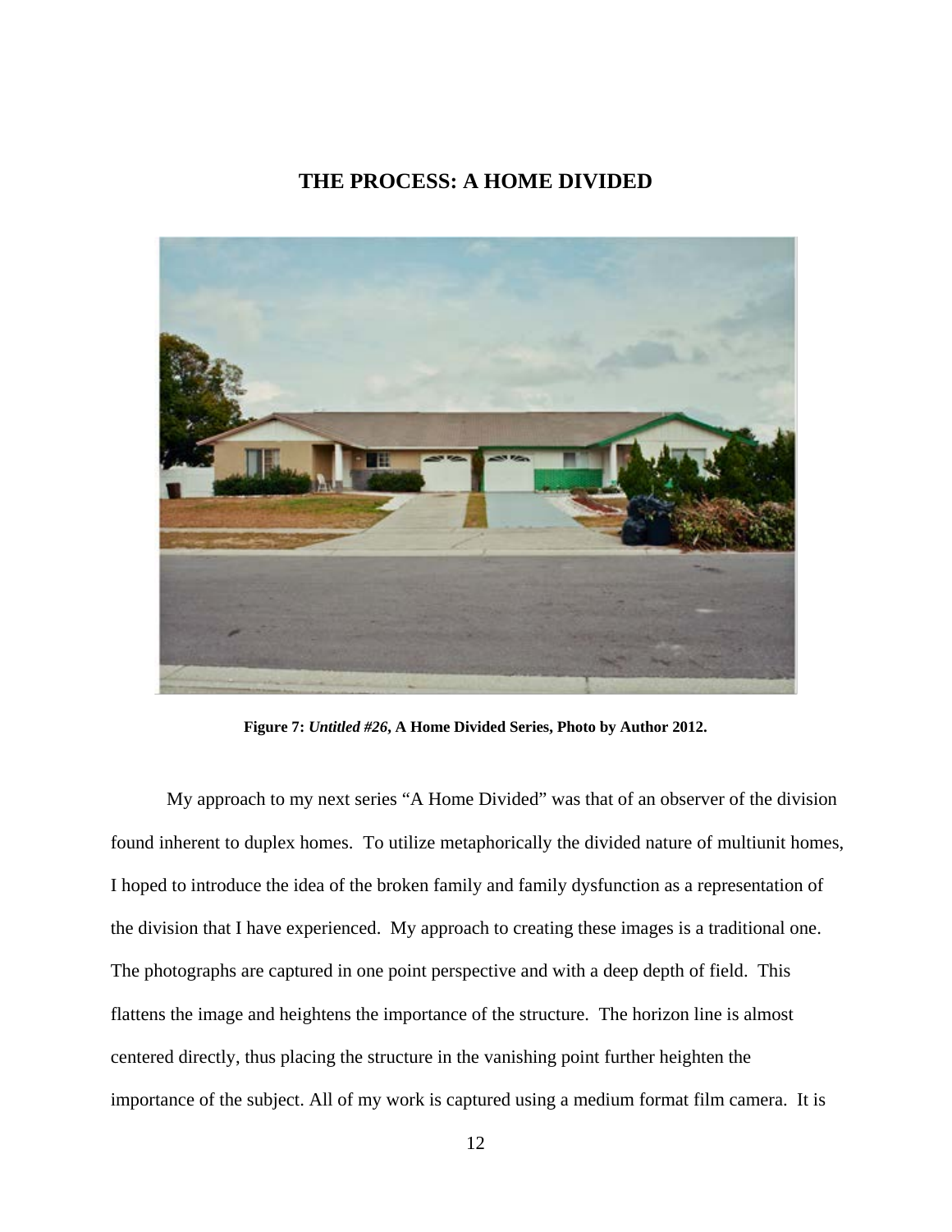# THE PROCESS: A HOME DIVIDED

**Figure 7:** ***Untitled #26*****, A Home Divided Series, Photo by Author 2012.**

My approach to my next series “A Home Divided” was that of an observer of the division found inherent to duplex homes. To utilize metaphorically the divided nature of multiunit homes, I hoped to introduce the idea of the broken family and family dysfunction as a representation of the division that I have experienced. My approach to creating these images is a traditional one. The photographs are captured in one point perspective and with a deep depth of field. This flattens the image and heightens the importance of the structure. The horizon line is almost centered directly, thus placing the structure in the vanishing point further heighten the importance of the subject. All of my work is captured using a medium format film camera. It is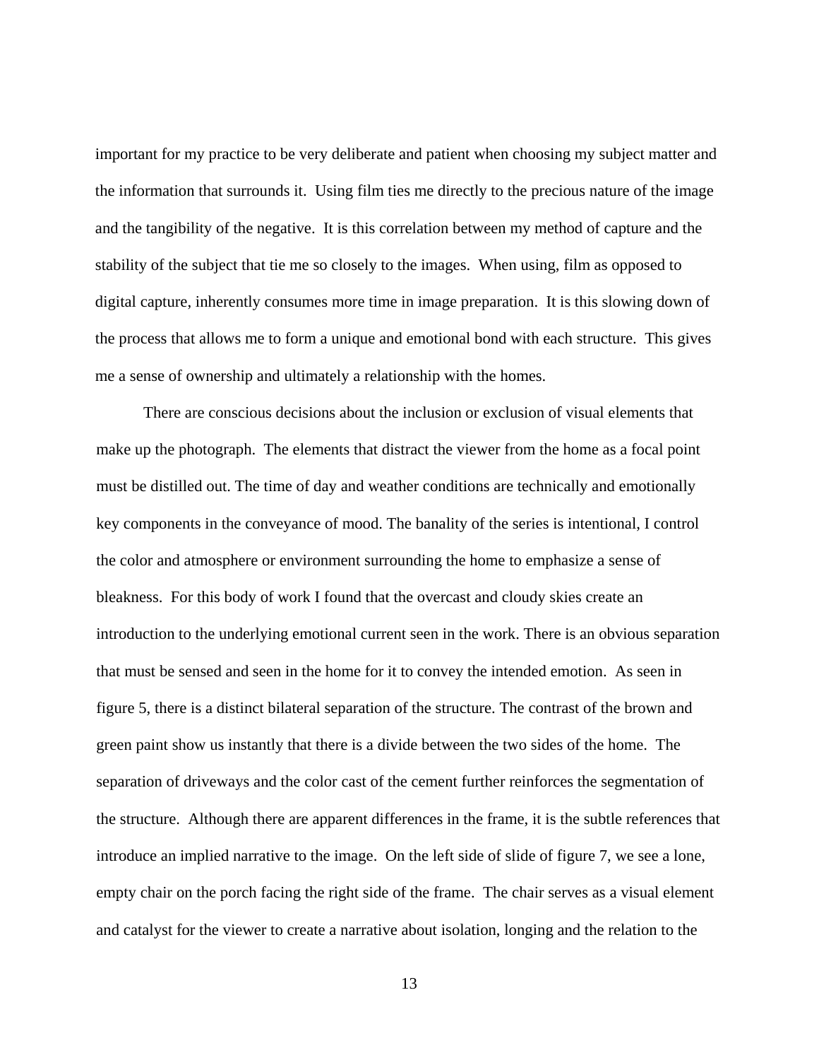important for my practice to be very deliberate and patient when choosing my subject matter and the information that surrounds it. Using film ties me directly to the precious nature of the image and the tangibility of the negative. It is this correlation between my method of capture and the stability of the subject that tie me so closely to the images. When using, film as opposed to digital capture, inherently consumes more time in image preparation. It is this slowing down of the process that allows me to form a unique and emotional bond with each structure. This gives me a sense of ownership and ultimately a relationship with the homes.

There are conscious decisions about the inclusion or exclusion of visual elements that make up the photograph. The elements that distract the viewer from the home as a focal point must be distilled out. The time of day and weather conditions are technically and emotionally key components in the conveyance of mood. The banality of the series is intentional, I control the color and atmosphere or environment surrounding the home to emphasize a sense of bleakness. For this body of work I found that the overcast and cloudy skies create an introduction to the underlying emotional current seen in the work. There is an obvious separation that must be sensed and seen in the home for it to convey the intended emotion. As seen in figure 5, there is a distinct bilateral separation of the structure. The contrast of the brown and green paint show us instantly that there is a divide between the two sides of the home. The separation of driveways and the color cast of the cement further reinforces the segmentation of the structure. Although there are apparent differences in the frame, it is the subtle references that introduce an implied narrative to the image. On the left side of slide of figure 7, we see a lone, empty chair on the porch facing the right side of the frame. The chair serves as a visual element and catalyst for the viewer to create a narrative about isolation, longing and the relation to the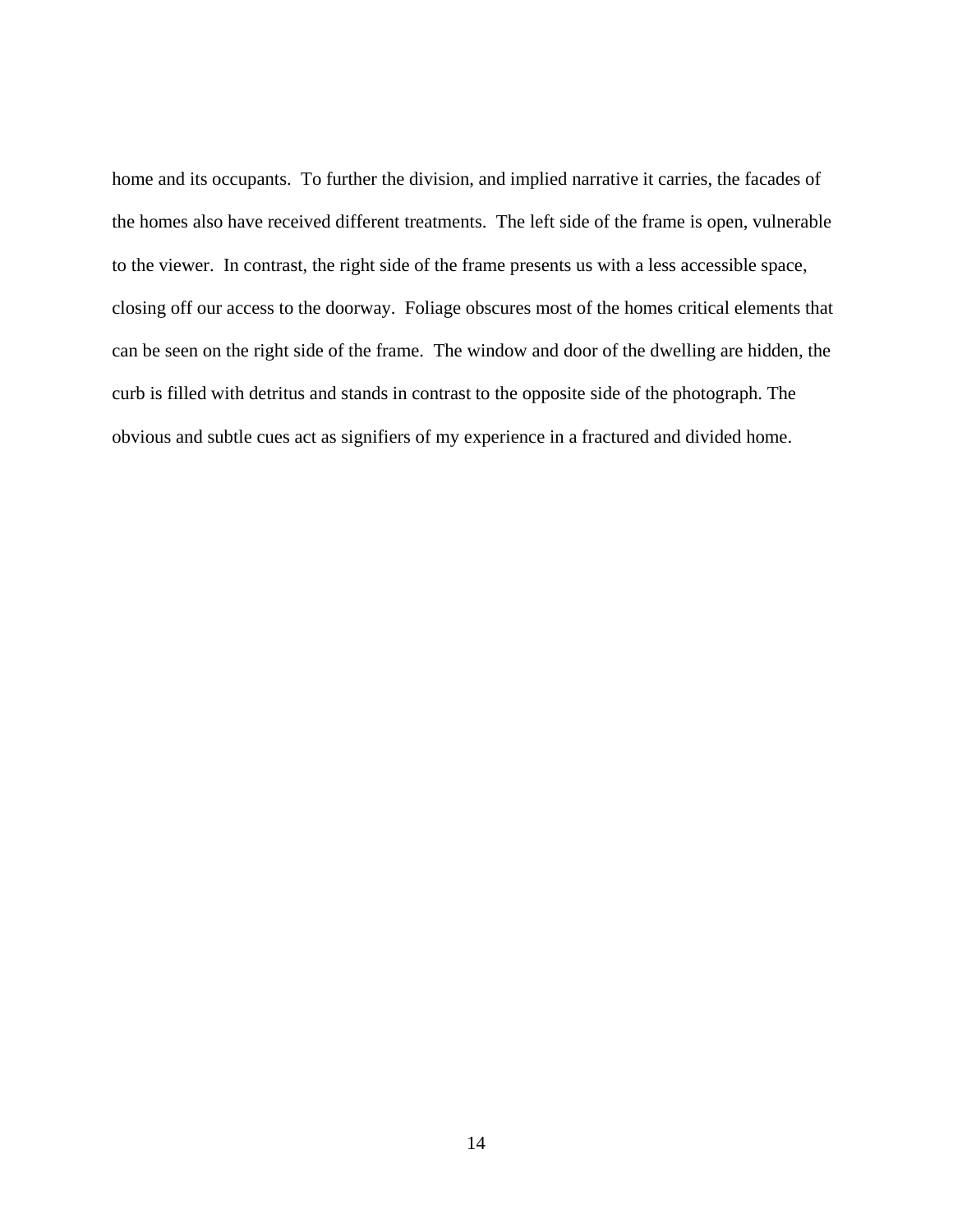home and its occupants.  To further the division, and implied narrative it carries, the facades of the homes also have received different treatments.  The left side of the frame is open, vulnerable to the viewer.  In contrast, the right side of the frame presents us with a less accessible space, closing off our access to the doorway.  Foliage obscures most of the homes critical elements that can be seen on the right side of the frame.  The window and door of the dwelling are hidden, the curb is filled with detritus and stands in contrast to the opposite side of the photograph. The obvious and subtle cues act as signifiers of my experience in a fractured and divided home.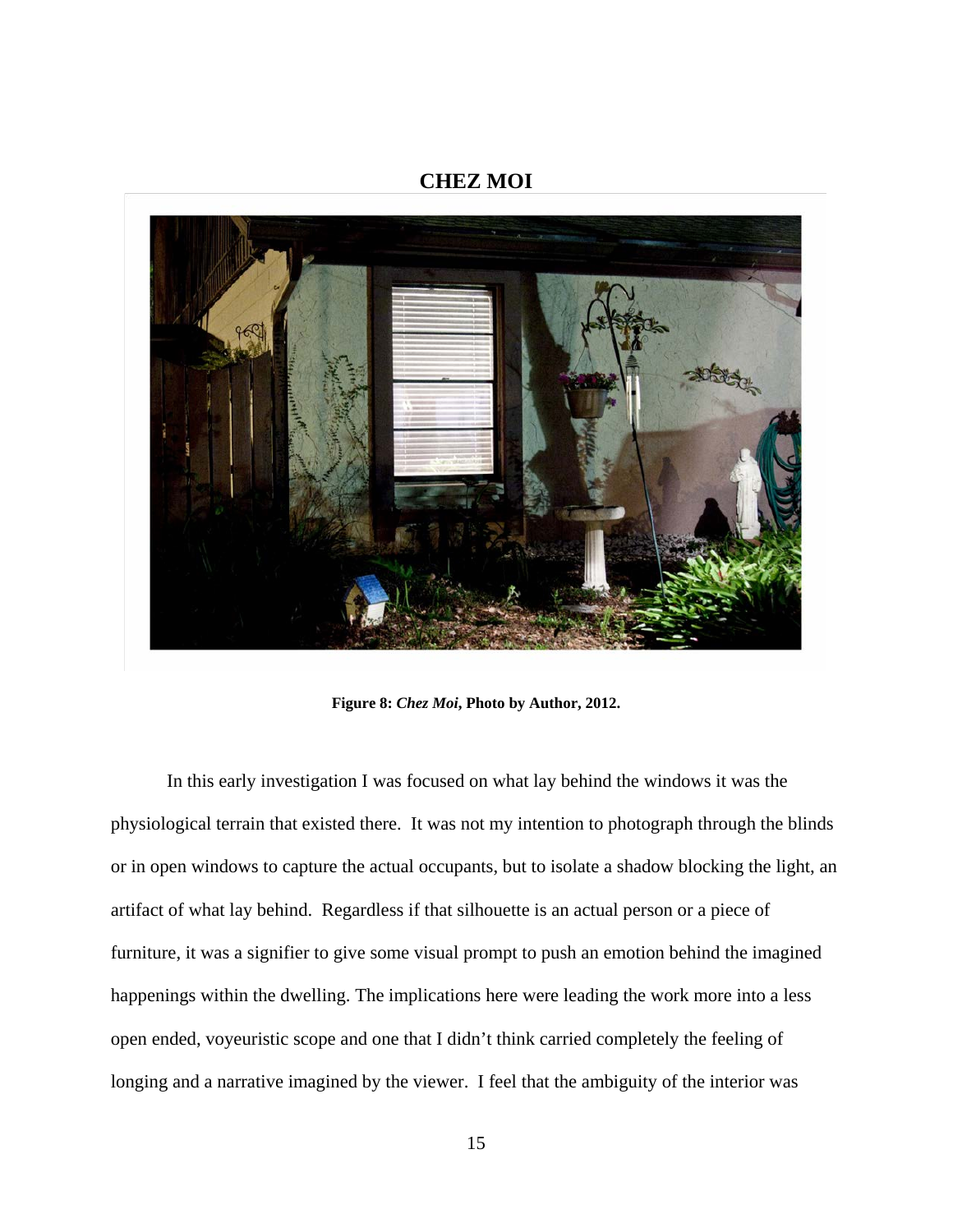## CHEZ MOI

**Figure 8: *Chez Moi*, Photo by Author, 2012.**

In this early investigation I was focused on what lay behind the windows it was the physiological terrain that existed there. It was not my intention to photograph through the blinds or in open windows to capture the actual occupants, but to isolate a shadow blocking the light, an artifact of what lay behind. Regardless if that silhouette is an actual person or a piece of furniture, it was a signifier to give some visual prompt to push an emotion behind the imagined happenings within the dwelling. The implications here were leading the work more into a less open ended, voyeuristic scope and one that I didn't think carried completely the feeling of longing and a narrative imagined by the viewer. I feel that the ambiguity of the interior was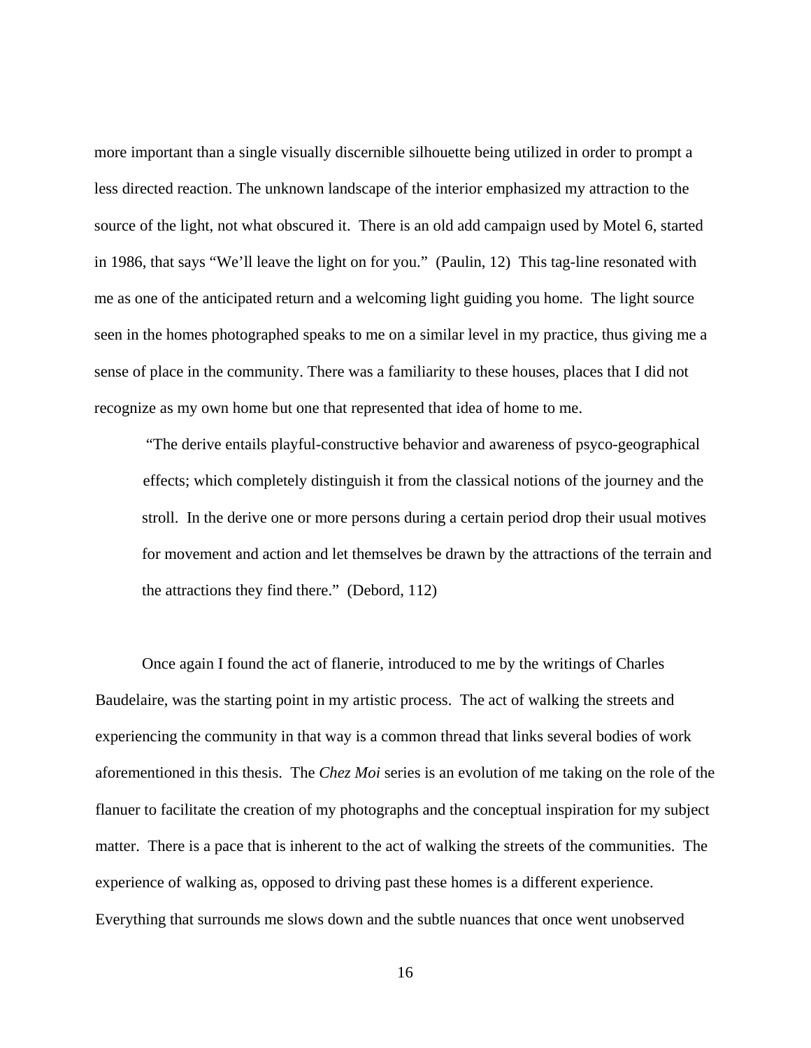more important than a single visually discernible silhouette being utilized in order to prompt a less directed reaction. The unknown landscape of the interior emphasized my attraction to the source of the light, not what obscured it. There is an old add campaign used by Motel 6, started in 1986, that says "We'll leave the light on for you." (Paulin, 12) This tag-line resonated with me as one of the anticipated return and a welcoming light guiding you home. The light source seen in the homes photographed speaks to me on a similar level in my practice, thus giving me a sense of place in the community. There was a familiarity to these houses, places that I did not recognize as my own home but one that represented that idea of home to me.

> "The derive entails playful-constructive behavior and awareness of psyco-geographical effects; which completely distinguish it from the classical notions of the journey and the stroll. In the derive one or more persons during a certain period drop their usual motives for movement and action and let themselves be drawn by the attractions of the terrain and the attractions they find there." (Debord, 112)

Once again I found the act of flanerie, introduced to me by the writings of Charles Baudelaire, was the starting point in my artistic process. The act of walking the streets and experiencing the community in that way is a common thread that links several bodies of work aforementioned in this thesis. The *Chez Moi* series is an evolution of me taking on the role of the flanuer to facilitate the creation of my photographs and the conceptual inspiration for my subject matter. There is a pace that is inherent to the act of walking the streets of the communities. The experience of walking as, opposed to driving past these homes is a different experience. Everything that surrounds me slows down and the subtle nuances that once went unobserved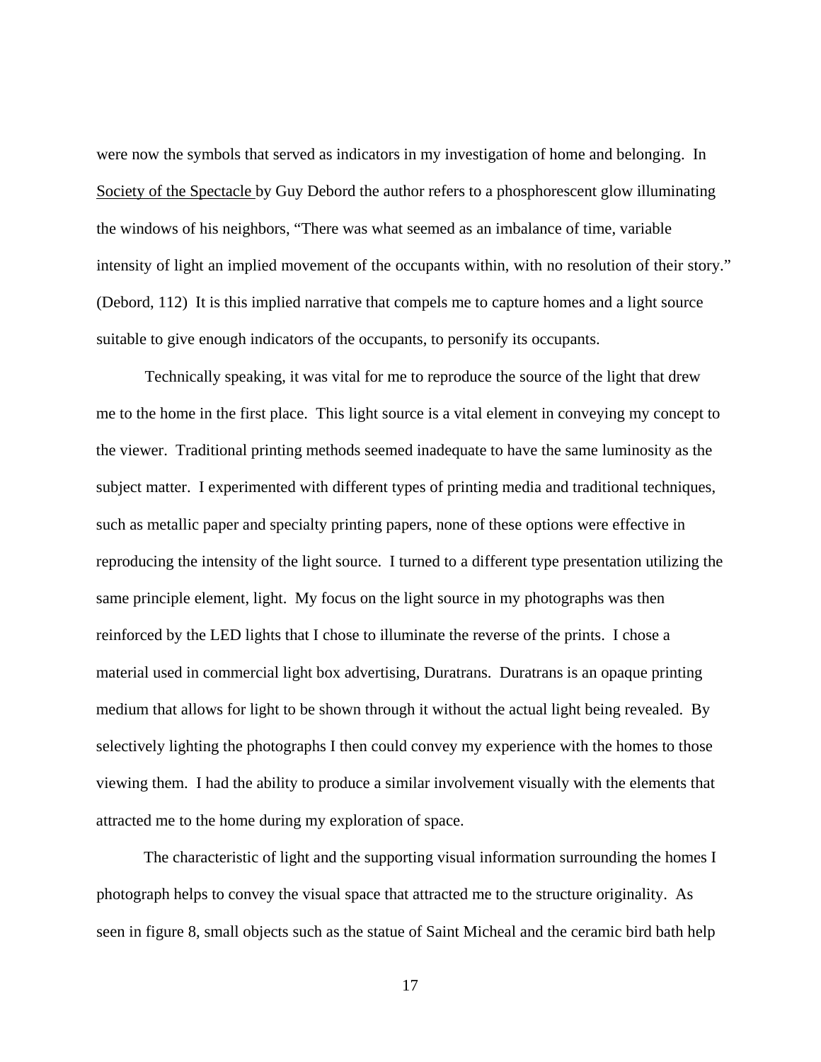were now the symbols that served as indicators in my investigation of home and belonging. In Society of the Spectacle by Guy Debord the author refers to a phosphorescent glow illuminating the windows of his neighbors, "There was what seemed as an imbalance of time, variable intensity of light an implied movement of the occupants within, with no resolution of their story." (Debord, 112) It is this implied narrative that compels me to capture homes and a light source suitable to give enough indicators of the occupants, to personify its occupants.

Technically speaking, it was vital for me to reproduce the source of the light that drew me to the home in the first place. This light source is a vital element in conveying my concept to the viewer. Traditional printing methods seemed inadequate to have the same luminosity as the subject matter. I experimented with different types of printing media and traditional techniques, such as metallic paper and specialty printing papers, none of these options were effective in reproducing the intensity of the light source. I turned to a different type presentation utilizing the same principle element, light. My focus on the light source in my photographs was then reinforced by the LED lights that I chose to illuminate the reverse of the prints. I chose a material used in commercial light box advertising, Duratrans. Duratrans is an opaque printing medium that allows for light to be shown through it without the actual light being revealed. By selectively lighting the photographs I then could convey my experience with the homes to those viewing them. I had the ability to produce a similar involvement visually with the elements that attracted me to the home during my exploration of space.

The characteristic of light and the supporting visual information surrounding the homes I photograph helps to convey the visual space that attracted me to the structure originality. As seen in figure 8, small objects such as the statue of Saint Micheal and the ceramic bird bath help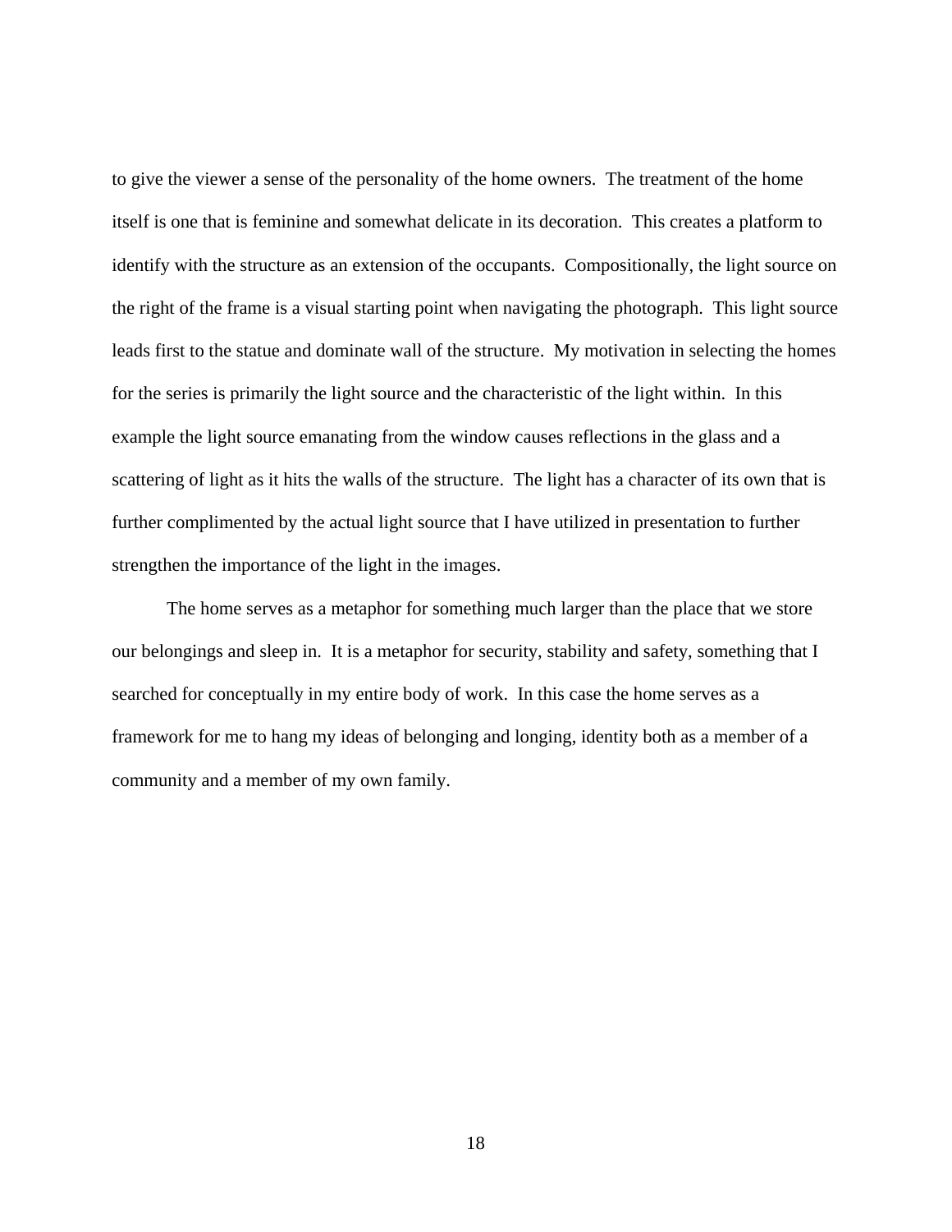to give the viewer a sense of the personality of the home owners. The treatment of the home itself is one that is feminine and somewhat delicate in its decoration. This creates a platform to identify with the structure as an extension of the occupants. Compositionally, the light source on the right of the frame is a visual starting point when navigating the photograph. This light source leads first to the statue and dominate wall of the structure. My motivation in selecting the homes for the series is primarily the light source and the characteristic of the light within. In this example the light source emanating from the window causes reflections in the glass and a scattering of light as it hits the walls of the structure. The light has a character of its own that is further complimented by the actual light source that I have utilized in presentation to further strengthen the importance of the light in the images.

The home serves as a metaphor for something much larger than the place that we store our belongings and sleep in. It is a metaphor for security, stability and safety, something that I searched for conceptually in my entire body of work. In this case the home serves as a framework for me to hang my ideas of belonging and longing, identity both as a member of a community and a member of my own family.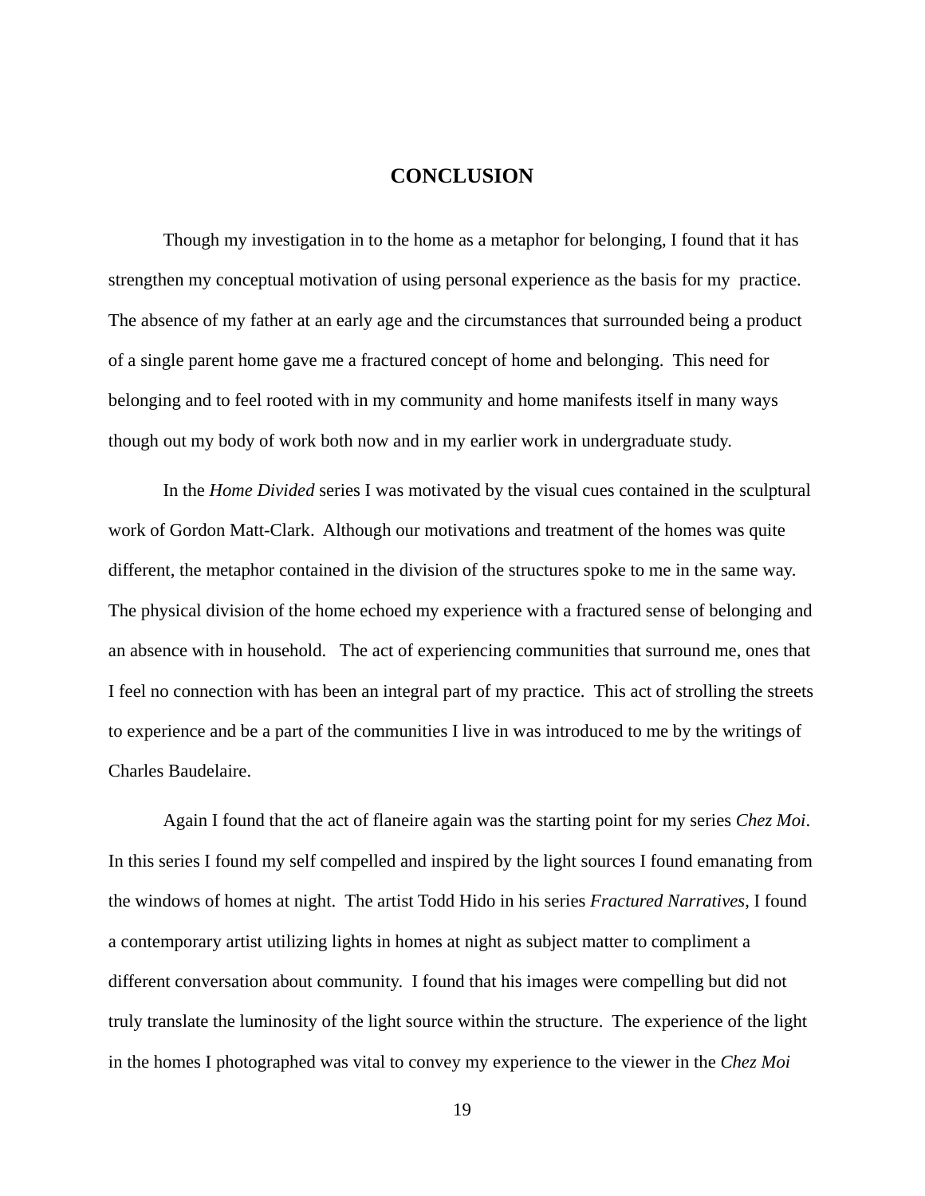# CONCLUSION

Though my investigation in to the home as a metaphor for belonging, I found that it has strengthen my conceptual motivation of using personal experience as the basis for my practice. The absence of my father at an early age and the circumstances that surrounded being a product of a single parent home gave me a fractured concept of home and belonging. This need for belonging and to feel rooted with in my community and home manifests itself in many ways though out my body of work both now and in my earlier work in undergraduate study.

In the *Home Divided* series I was motivated by the visual cues contained in the sculptural work of Gordon Matt-Clark. Although our motivations and treatment of the homes was quite different, the metaphor contained in the division of the structures spoke to me in the same way. The physical division of the home echoed my experience with a fractured sense of belonging and an absence with in household. The act of experiencing communities that surround me, ones that I feel no connection with has been an integral part of my practice. This act of strolling the streets to experience and be a part of the communities I live in was introduced to me by the writings of Charles Baudelaire.

Again I found that the act of flaneire again was the starting point for my series *Chez Moi*. In this series I found my self compelled and inspired by the light sources I found emanating from the windows of homes at night. The artist Todd Hido in his series *Fractured Narratives*, I found a contemporary artist utilizing lights in homes at night as subject matter to compliment a different conversation about community. I found that his images were compelling but did not truly translate the luminosity of the light source within the structure. The experience of the light in the homes I photographed was vital to convey my experience to the viewer in the *Chez Moi*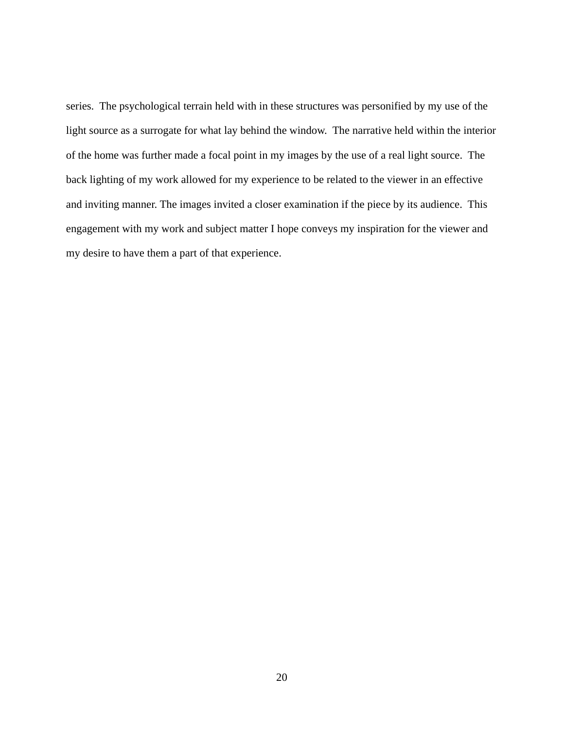series. The psychological terrain held with in these structures was personified by my use of the light source as a surrogate for what lay behind the window. The narrative held within the interior of the home was further made a focal point in my images by the use of a real light source. The back lighting of my work allowed for my experience to be related to the viewer in an effective and inviting manner. The images invited a closer examination if the piece by its audience. This engagement with my work and subject matter I hope conveys my inspiration for the viewer and my desire to have them a part of that experience.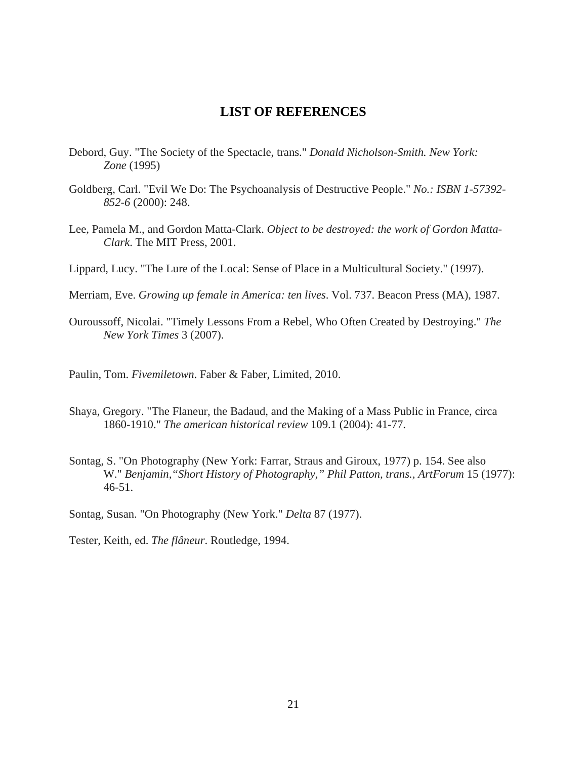# LIST OF REFERENCES

Debord, Guy. "The Society of the Spectacle, trans." *Donald Nicholson-Smith. New York: Zone* (1995)

Goldberg, Carl. "Evil We Do: The Psychoanalysis of Destructive People." *No.: ISBN 1-57392-852-6* (2000): 248.

Lee, Pamela M., and Gordon Matta-Clark. *Object to be destroyed: the work of Gordon Matta-Clark*. The MIT Press, 2001.

Lippard, Lucy. "The Lure of the Local: Sense of Place in a Multicultural Society." (1997).

Merriam, Eve. *Growing up female in America: ten lives*. Vol. 737. Beacon Press (MA), 1987.

Ouroussoff, Nicolai. "Timely Lessons From a Rebel, Who Often Created by Destroying." *The New York Times* 3 (2007).

Paulin, Tom. *Fivemiletown*. Faber & Faber, Limited, 2010.

Shaya, Gregory. "The Flaneur, the Badaud, and the Making of a Mass Public in France, circa 1860-1910." *The american historical review* 109.1 (2004): 41-77.

Sontag, S. "On Photography (New York: Farrar, Straus and Giroux, 1977) p. 154. See also W." *Benjamin,"Short History of Photography," Phil Patton, trans., ArtForum* 15 (1977): 46-51.

Sontag, Susan. "On Photography (New York." *Delta* 87 (1977).

Tester, Keith, ed. *The flâneur*. Routledge, 1994.